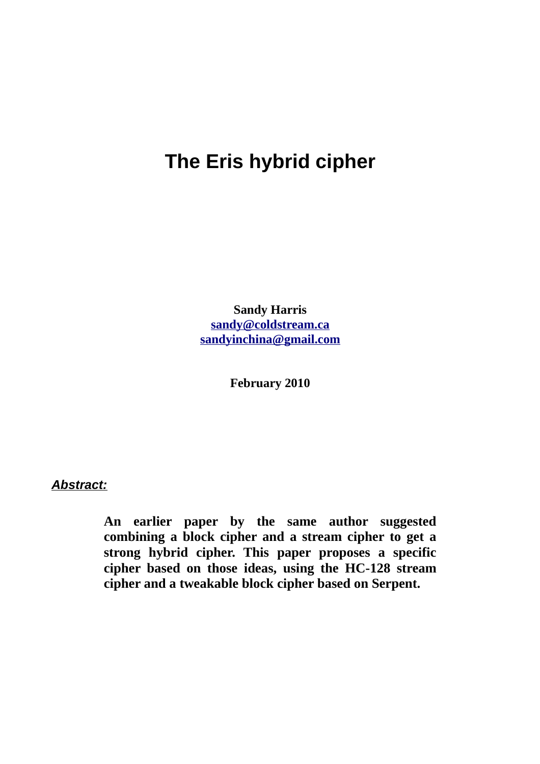# The Eris hybrid cipher

**Sandy Harris**
**sandy@coldstream.ca**
**sandyinchina@gmail.com**

**February 2010**

***Abstract:***

**An earlier paper by the same author suggested combining a block cipher and a stream cipher to get a strong hybrid cipher. This paper proposes a specific cipher based on those ideas, using the HC-128 stream cipher and a tweakable block cipher based on Serpent.**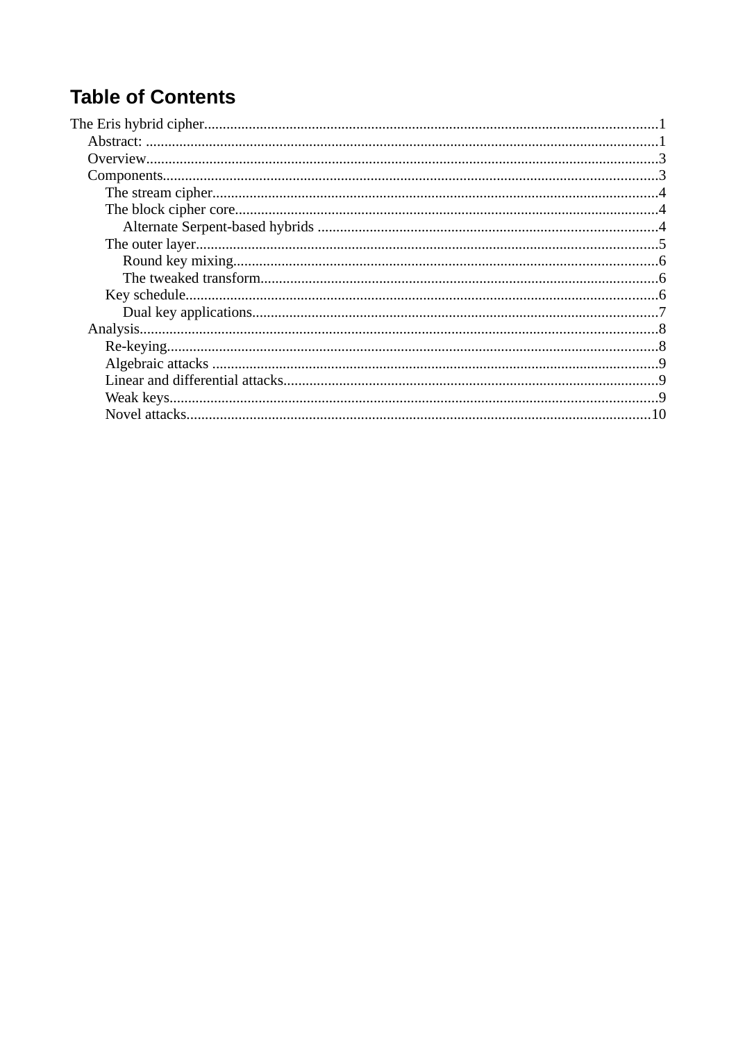# Table of Contents

- The Eris hybrid cipher.........1
  - Abstract: .........1
  - Overview.........3
  - Components.........3
    - The stream cipher.........4
    - The block cipher core.........4
      - Alternate Serpent-based hybrids .........4
    - The outer layer.........5
      - Round key mixing.........6
      - The tweaked transform.........6
    - Key schedule.........6
      - Dual key applications.........7
  - Analysis.........8
    - Re-keying.........8
    - Algebraic attacks .........9
    - Linear and differential attacks.........9
    - Weak keys.........9
    - Novel attacks.........10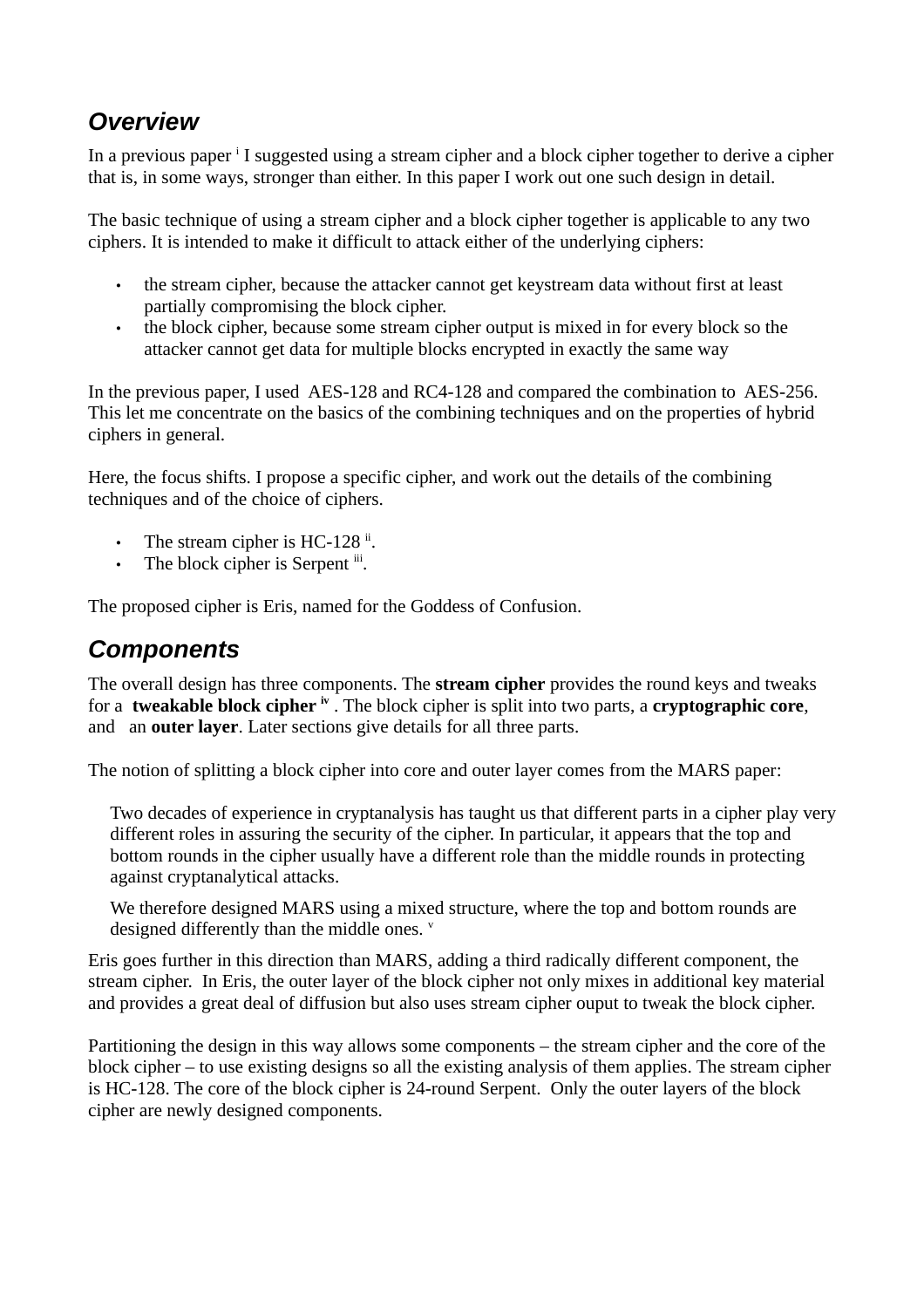## *Overview*

In a previous paper [i] I suggested using a stream cipher and a block cipher together to derive a cipher that is, in some ways, stronger than either. In this paper I work out one such design in detail.

The basic technique of using a stream cipher and a block cipher together is applicable to any two ciphers. It is intended to make it difficult to attack either of the underlying ciphers:

- the stream cipher, because the attacker cannot get keystream data without first at least partially compromising the block cipher.
- the block cipher, because some stream cipher output is mixed in for every block so the attacker cannot get data for multiple blocks encrypted in exactly the same way

In the previous paper, I used AES-128 and RC4-128 and compared the combination to AES-256. This let me concentrate on the basics of the combining techniques and on the properties of hybrid ciphers in general.

Here, the focus shifts. I propose a specific cipher, and work out the details of the combining techniques and of the choice of ciphers.

- The stream cipher is HC-128 [ii].
- The block cipher is Serpent [iii].

The proposed cipher is Eris, named for the Goddess of Confusion.

## *Components*

The overall design has three components. The **stream cipher** provides the round keys and tweaks for a **tweakable block cipher** [iv] . The block cipher is split into two parts, a **cryptographic core**, and an **outer layer**. Later sections give details for all three parts.

The notion of splitting a block cipher into core and outer layer comes from the MARS paper:

> Two decades of experience in cryptanalysis has taught us that different parts in a cipher play very different roles in assuring the security of the cipher. In particular, it appears that the top and bottom rounds in the cipher usually have a different role than the middle rounds in protecting against cryptanalytical attacks.
>
> We therefore designed MARS using a mixed structure, where the top and bottom rounds are designed differently than the middle ones. [v]

Eris goes further in this direction than MARS, adding a third radically different component, the stream cipher. In Eris, the outer layer of the block cipher not only mixes in additional key material and provides a great deal of diffusion but also uses stream cipher ouput to tweak the block cipher.

Partitioning the design in this way allows some components – the stream cipher and the core of the block cipher – to use existing designs so all the existing analysis of them applies. The stream cipher is HC-128. The core of the block cipher is 24-round Serpent. Only the outer layers of the block cipher are newly designed components.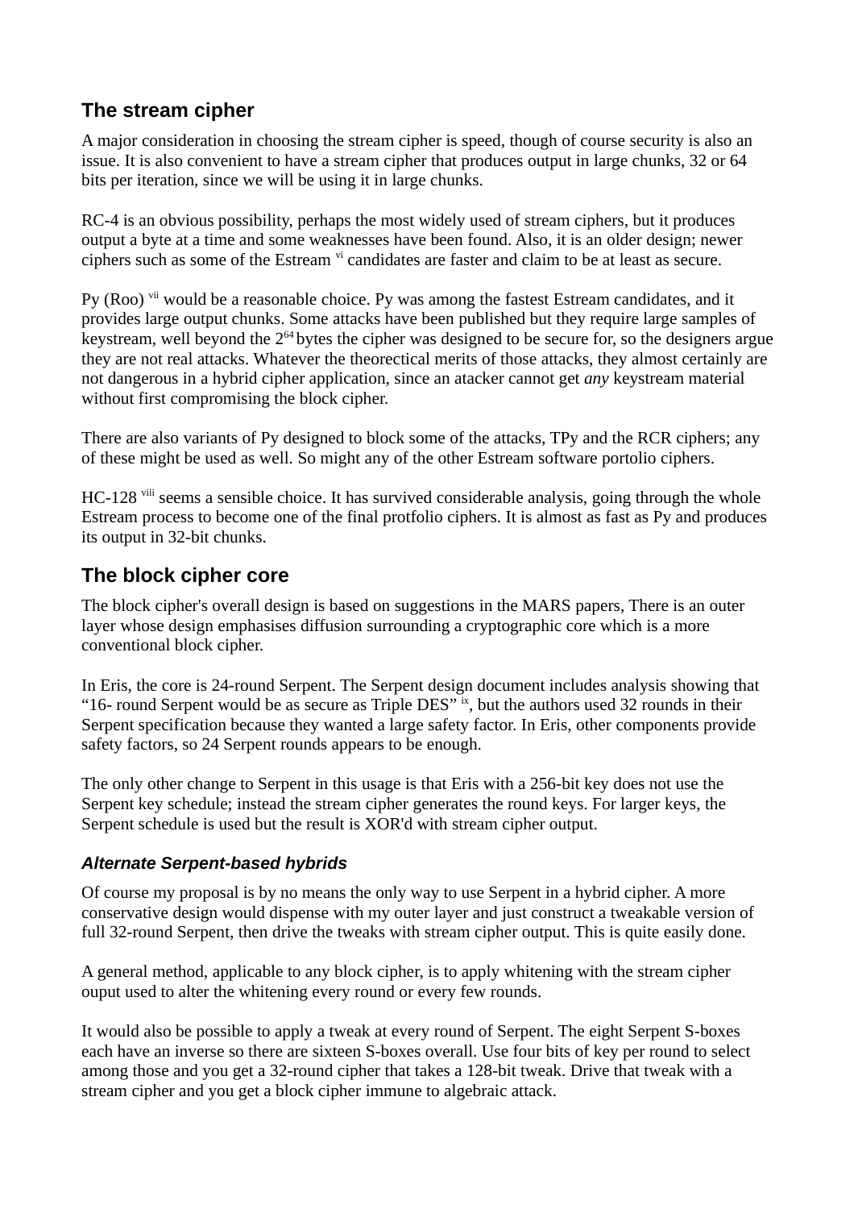## The stream cipher

A major consideration in choosing the stream cipher is speed, though of course security is also an issue. It is also convenient to have a stream cipher that produces output in large chunks, 32 or 64 bits per iteration, since we will be using it in large chunks.

RC-4 is an obvious possibility, perhaps the most widely used of stream ciphers, but it produces output a byte at a time and some weaknesses have been found. Also, it is an older design; newer ciphers such as some of the Estream [vi] candidates are faster and claim to be at least as secure.

Py (Roo) [vii] would be a reasonable choice. Py was among the fastest Estream candidates, and it provides large output chunks. Some attacks have been published but they require large samples of keystream, well beyond the $2^{64}$ bytes the cipher was designed to be secure for, so the designers argue they are not real attacks. Whatever the theorectical merits of those attacks, they almost certainly are not dangerous in a hybrid cipher application, since an atacker cannot get *any* keystream material without first compromising the block cipher.

There are also variants of Py designed to block some of the attacks, TPy and the RCR ciphers; any of these might be used as well. So might any of the other Estream software portolio ciphers.

HC-128 [viii] seems a sensible choice. It has survived considerable analysis, going through the whole Estream process to become one of the final protfolio ciphers. It is almost as fast as Py and produces its output in 32-bit chunks.

## The block cipher core

The block cipher's overall design is based on suggestions in the MARS papers, There is an outer layer whose design emphasises diffusion surrounding a cryptographic core which is a more conventional block cipher.

In Eris, the core is 24-round Serpent. The Serpent design document includes analysis showing that "16- round Serpent would be as secure as Triple DES" [ix], but the authors used 32 rounds in their Serpent specification because they wanted a large safety factor. In Eris, other components provide safety factors, so 24 Serpent rounds appears to be enough.

The only other change to Serpent in this usage is that Eris with a 256-bit key does not use the Serpent key schedule; instead the stream cipher generates the round keys. For larger keys, the Serpent schedule is used but the result is XOR'd with stream cipher output.

### *Alternate Serpent-based hybrids*

Of course my proposal is by no means the only way to use Serpent in a hybrid cipher. A more conservative design would dispense with my outer layer and just construct a tweakable version of full 32-round Serpent, then drive the tweaks with stream cipher output. This is quite easily done.

A general method, applicable to any block cipher, is to apply whitening with the stream cipher ouput used to alter the whitening every round or every few rounds.

It would also be possible to apply a tweak at every round of Serpent. The eight Serpent S-boxes each have an inverse so there are sixteen S-boxes overall. Use four bits of key per round to select among those and you get a 32-round cipher that takes a 128-bit tweak. Drive that tweak with a stream cipher and you get a block cipher immune to algebraic attack.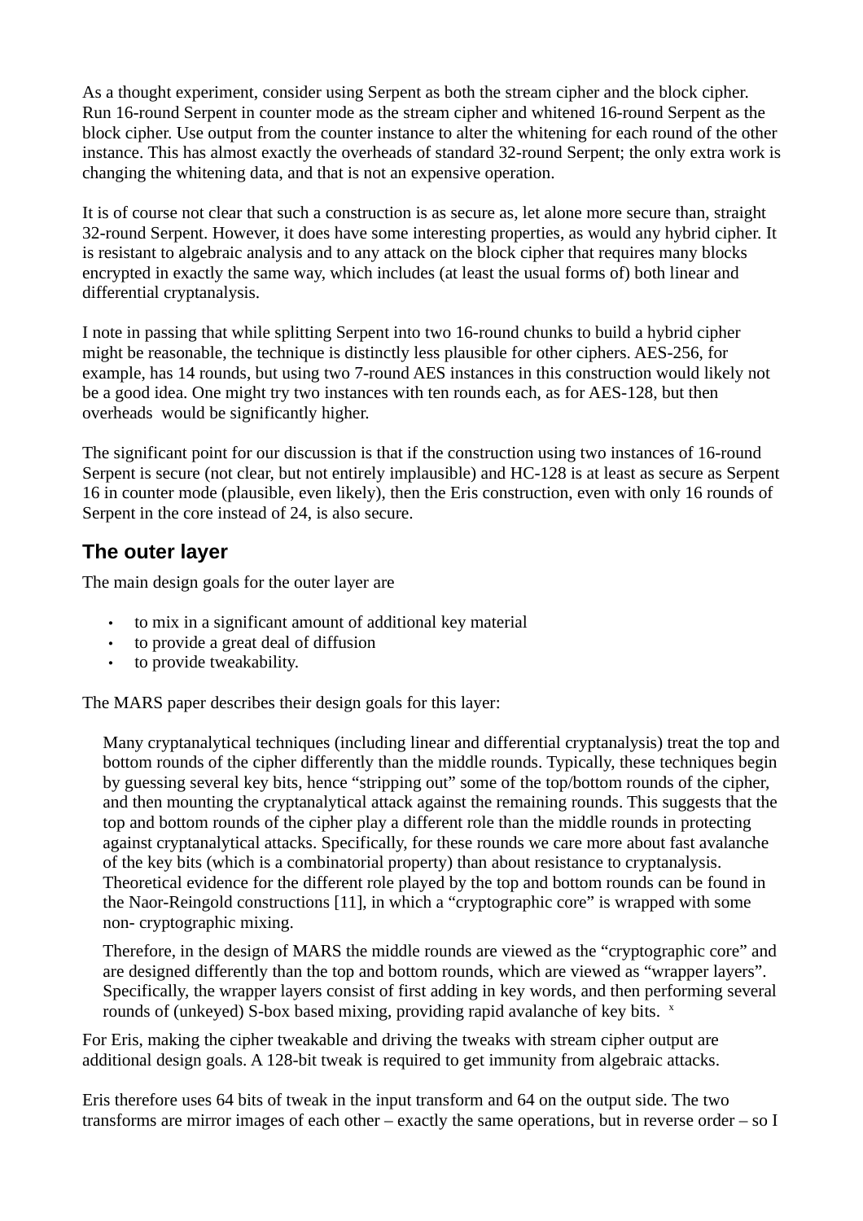As a thought experiment, consider using Serpent as both the stream cipher and the block cipher. Run 16-round Serpent in counter mode as the stream cipher and whitened 16-round Serpent as the block cipher. Use output from the counter instance to alter the whitening for each round of the other instance. This has almost exactly the overheads of standard 32-round Serpent; the only extra work is changing the whitening data, and that is not an expensive operation.

It is of course not clear that such a construction is as secure as, let alone more secure than, straight 32-round Serpent. However, it does have some interesting properties, as would any hybrid cipher. It is resistant to algebraic analysis and to any attack on the block cipher that requires many blocks encrypted in exactly the same way, which includes (at least the usual forms of) both linear and differential cryptanalysis.

I note in passing that while splitting Serpent into two 16-round chunks to build a hybrid cipher might be reasonable, the technique is distinctly less plausible for other ciphers. AES-256, for example, has 14 rounds, but using two 7-round AES instances in this construction would likely not be a good idea. One might try two instances with ten rounds each, as for AES-128, but then overheads would be significantly higher.

The significant point for our discussion is that if the construction using two instances of 16-round Serpent is secure (not clear, but not entirely implausible) and HC-128 is at least as secure as Serpent 16 in counter mode (plausible, even likely), then the Eris construction, even with only 16 rounds of Serpent in the core instead of 24, is also secure.

## The outer layer

The main design goals for the outer layer are

- to mix in a significant amount of additional key material
- to provide a great deal of diffusion
- to provide tweakability.

The MARS paper describes their design goals for this layer:

> Many cryptanalytical techniques (including linear and differential cryptanalysis) treat the top and bottom rounds of the cipher differently than the middle rounds. Typically, these techniques begin by guessing several key bits, hence "stripping out" some of the top/bottom rounds of the cipher, and then mounting the cryptanalytical attack against the remaining rounds. This suggests that the top and bottom rounds of the cipher play a different role than the middle rounds in protecting against cryptanalytical attacks. Specifically, for these rounds we care more about fast avalanche of the key bits (which is a combinatorial property) than about resistance to cryptanalysis. Theoretical evidence for the different role played by the top and bottom rounds can be found in the Naor-Reingold constructions [11], in which a "cryptographic core" is wrapped with some non- cryptographic mixing.
>
> Therefore, in the design of MARS the middle rounds are viewed as the "cryptographic core" and are designed differently than the top and bottom rounds, which are viewed as "wrapper layers". Specifically, the wrapper layers consist of first adding in key words, and then performing several rounds of (unkeyed) S-box based mixing, providing rapid avalanche of key bits. [x]

For Eris, making the cipher tweakable and driving the tweaks with stream cipher output are additional design goals. A 128-bit tweak is required to get immunity from algebraic attacks.

Eris therefore uses 64 bits of tweak in the input transform and 64 on the output side. The two transforms are mirror images of each other – exactly the same operations, but in reverse order – so I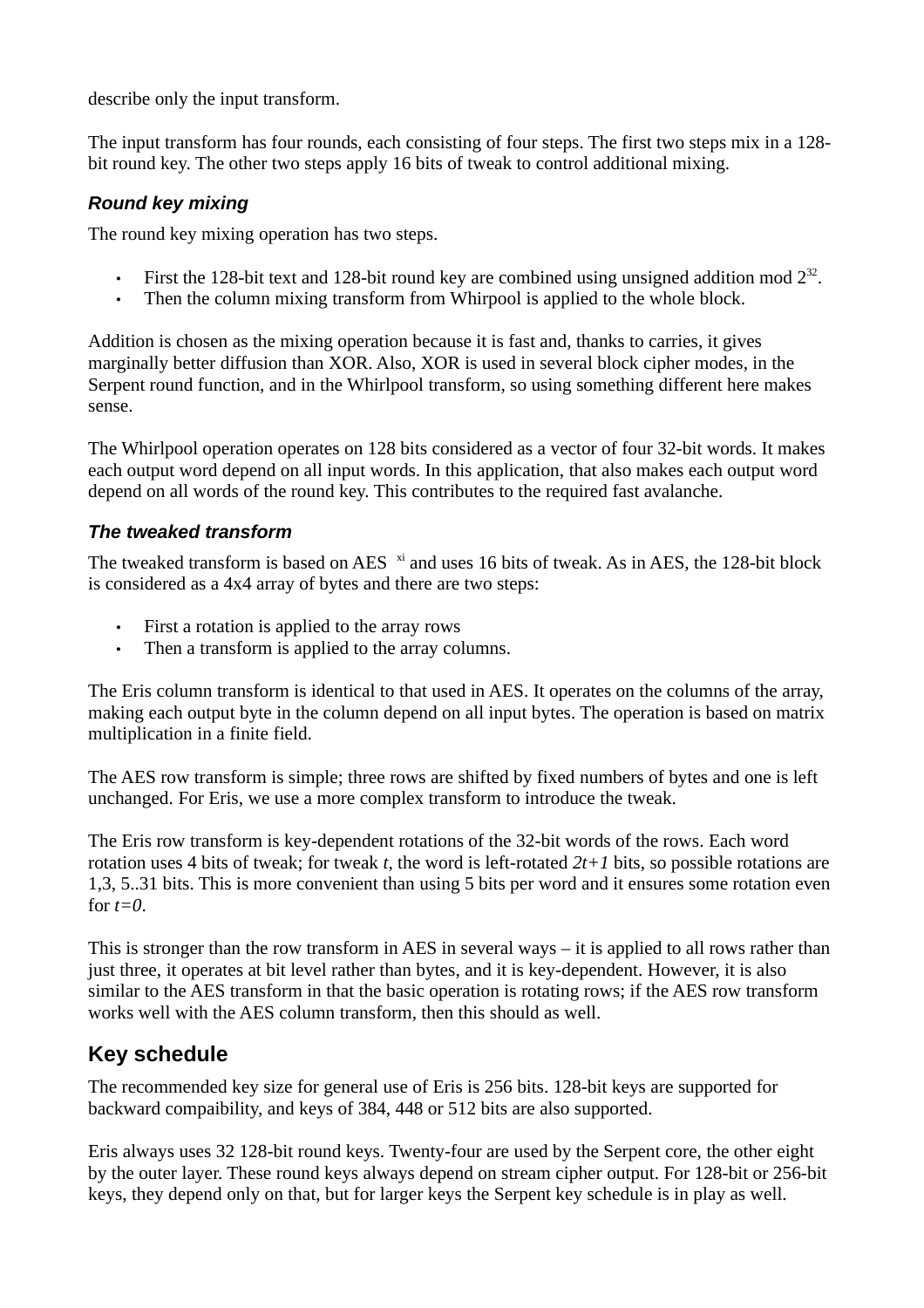describe only the input transform.

The input transform has four rounds, each consisting of four steps. The first two steps mix in a 128-bit round key. The other two steps apply 16 bits of tweak to control additional mixing.

### *Round key mixing*

The round key mixing operation has two steps.

- First the 128-bit text and 128-bit round key are combined using unsigned addition mod $2^{32}$.
- Then the column mixing transform from Whirpool is applied to the whole block.

Addition is chosen as the mixing operation because it is fast and, thanks to carries, it gives marginally better diffusion than XOR. Also, XOR is used in several block cipher modes, in the Serpent round function, and in the Whirlpool transform, so using something different here makes sense.

The Whirlpool operation operates on 128 bits considered as a vector of four 32-bit words. It makes each output word depend on all input words. In this application, that also makes each output word depend on all words of the round key. This contributes to the required fast avalanche.

### *The tweaked transform*

The tweaked transform is based on AES [xi] and uses 16 bits of tweak. As in AES, the 128-bit block is considered as a 4x4 array of bytes and there are two steps:

- First a rotation is applied to the array rows
- Then a transform is applied to the array columns.

The Eris column transform is identical to that used in AES. It operates on the columns of the array, making each output byte in the column depend on all input bytes. The operation is based on matrix multiplication in a finite field.

The AES row transform is simple; three rows are shifted by fixed numbers of bytes and one is left unchanged. For Eris, we use a more complex transform to introduce the tweak.

The Eris row transform is key-dependent rotations of the 32-bit words of the rows. Each word rotation uses 4 bits of tweak; for tweak $t$, the word is left-rotated $2t+1$ bits, so possible rotations are 1,3, 5..31 bits. This is more convenient than using 5 bits per word and it ensures some rotation even for $t=0$.

This is stronger than the row transform in AES in several ways – it is applied to all rows rather than just three, it operates at bit level rather than bytes, and it is key-dependent. However, it is also similar to the AES transform in that the basic operation is rotating rows; if the AES row transform works well with the AES column transform, then this should as well.

## Key schedule

The recommended key size for general use of Eris is 256 bits. 128-bit keys are supported for backward compaibility, and keys of 384, 448 or 512 bits are also supported.

Eris always uses 32 128-bit round keys. Twenty-four are used by the Serpent core, the other eight by the outer layer. These round keys always depend on stream cipher output. For 128-bit or 256-bit keys, they depend only on that, but for larger keys the Serpent key schedule is in play as well.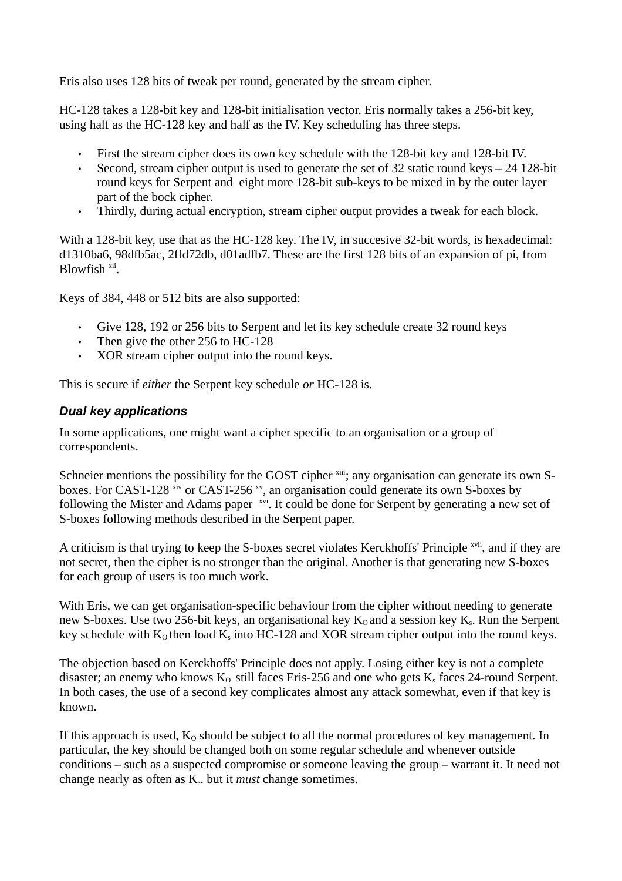Eris also uses 128 bits of tweak per round, generated by the stream cipher.

HC-128 takes a 128-bit key and 128-bit initialisation vector. Eris normally takes a 256-bit key, using half as the HC-128 key and half as the IV. Key scheduling has three steps.

- First the stream cipher does its own key schedule with the 128-bit key and 128-bit IV.
- Second, stream cipher output is used to generate the set of 32 static round keys – 24 128-bit round keys for Serpent and eight more 128-bit sub-keys to be mixed in by the outer layer part of the bock cipher.
- Thirdly, during actual encryption, stream cipher output provides a tweak for each block.

With a 128-bit key, use that as the HC-128 key. The IV, in succesive 32-bit words, is hexadecimal: d1310ba6, 98dfb5ac, 2ffd72db, d01adfb7. These are the first 128 bits of an expansion of pi, from Blowfish [xii].

Keys of 384, 448 or 512 bits are also supported:

- Give 128, 192 or 256 bits to Serpent and let its key schedule create 32 round keys
- Then give the other 256 to HC-128
- XOR stream cipher output into the round keys.

This is secure if *either* the Serpent key schedule *or* HC-128 is.

### *Dual key applications*

In some applications, one might want a cipher specific to an organisation or a group of correspondents.

Schneier mentions the possibility for the GOST cipher [xiii]; any organisation can generate its own S-boxes. For CAST-128 [xiv] or CAST-256 [xv], an organisation could generate its own S-boxes by following the Mister and Adams paper [xvi]. It could be done for Serpent by generating a new set of S-boxes following methods described in the Serpent paper.

A criticism is that trying to keep the S-boxes secret violates Kerckhoffs' Principle [xvii], and if they are not secret, then the cipher is no stronger than the original. Another is that generating new S-boxes for each group of users is too much work.

With Eris, we can get organisation-specific behaviour from the cipher without needing to generate new S-boxes. Use two 256-bit keys, an organisational key $K_O$ and a session key $K_s$. Run the Serpent key schedule with $K_O$ then load $K_s$ into HC-128 and XOR stream cipher output into the round keys.

The objection based on Kerckhoffs' Principle does not apply. Losing either key is not a complete disaster; an enemy who knows $K_O$ still faces Eris-256 and one who gets $K_s$ faces 24-round Serpent. In both cases, the use of a second key complicates almost any attack somewhat, even if that key is known.

If this approach is used, $K_O$ should be subject to all the normal procedures of key management. In particular, the key should be changed both on some regular schedule and whenever outside conditions – such as a suspected compromise or someone leaving the group – warrant it. It need not change nearly as often as $K_s$. but it *must* change sometimes.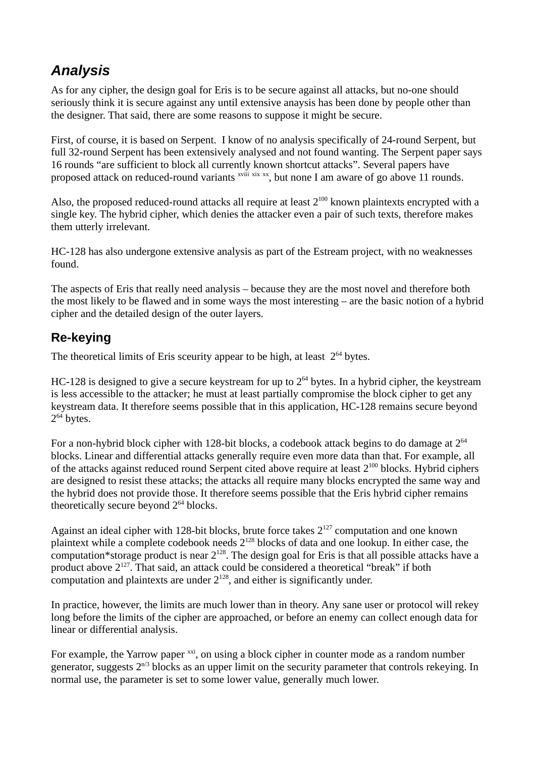## *Analysis*

As for any cipher, the design goal for Eris is to be secure against all attacks, but no-one should seriously think it is secure against any until extensive anaysis has been done by people other than the designer. That said, there are some reasons to suppose it might be secure.

First, of course, it is based on Serpent. I know of no analysis specifically of 24-round Serpent, but full 32-round Serpent has been extensively analysed and not found wanting. The Serpent paper says 16 rounds "are sufficient to block all currently known shortcut attacks". Several papers have proposed attack on reduced-round variants [xviii] [xix] [xx], but none I am aware of go above 11 rounds.

Also, the proposed reduced-round attacks all require at least $2^{100}$ known plaintexts encrypted with a single key. The hybrid cipher, which denies the attacker even a pair of such texts, therefore makes them utterly irrelevant.

HC-128 has also undergone extensive analysis as part of the Estream project, with no weaknesses found.

The aspects of Eris that really need analysis – because they are the most novel and therefore both the most likely to be flawed and in some ways the most interesting – are the basic notion of a hybrid cipher and the detailed design of the outer layers.

### Re-keying

The theoretical limits of Eris sceurity appear to be high, at least $2^{64}$ bytes.

HC-128 is designed to give a secure keystream for up to $2^{64}$ bytes. In a hybrid cipher, the keystream is less accessible to the attacker; he must at least partially compromise the block cipher to get any keystream data. It therefore seems possible that in this application, HC-128 remains secure beyond $2^{64}$ bytes.

For a non-hybrid block cipher with 128-bit blocks, a codebook attack begins to do damage at $2^{64}$ blocks. Linear and differential attacks generally require even more data than that. For example, all of the attacks against reduced round Serpent cited above require at least $2^{100}$ blocks. Hybrid ciphers are designed to resist these attacks; the attacks all require many blocks encrypted the same way and the hybrid does not provide those. It therefore seems possible that the Eris hybrid cipher remains theoretically secure beyond $2^{64}$ blocks.

Against an ideal cipher with 128-bit blocks, brute force takes $2^{127}$ computation and one known plaintext while a complete codebook needs $2^{128}$ blocks of data and one lookup. In either case, the computation*storage product is near $2^{128}$. The design goal for Eris is that all possible attacks have a product above $2^{127}$. That said, an attack could be considered a theoretical "break" if both computation and plaintexts are under $2^{128}$, and either is significantly under.

In practice, however, the limits are much lower than in theory. Any sane user or protocol will rekey long before the limits of the cipher are approached, or before an enemy can collect enough data for linear or differential analysis.

For example, the Yarrow paper [xxi], on using a block cipher in counter mode as a random number generator, suggests $2^{n/3}$ blocks as an upper limit on the security parameter that controls rekeying. In normal use, the parameter is set to some lower value, generally much lower.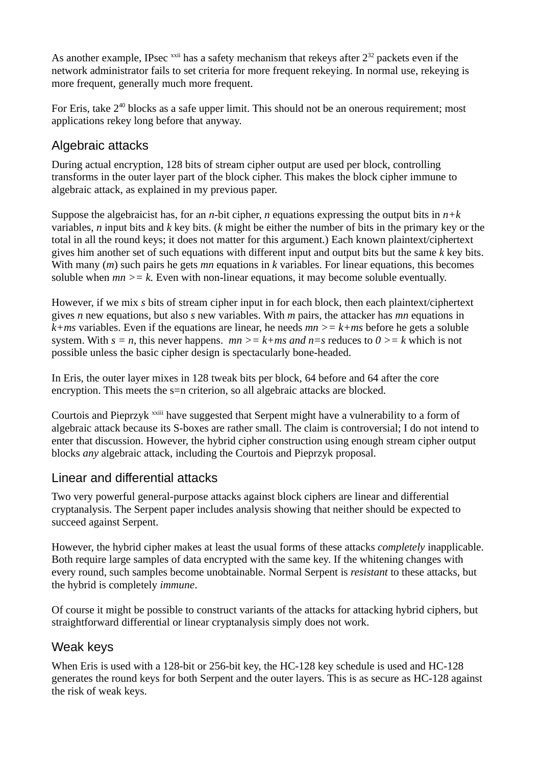As another example, IPsec [xxii] has a safety mechanism that rekeys after $2^{32}$ packets even if the network administrator fails to set criteria for more frequent rekeying. In normal use, rekeying is more frequent, generally much more frequent.

For Eris, take $2^{40}$ blocks as a safe upper limit. This should not be an onerous requirement; most applications rekey long before that anyway.

## Algebraic attacks

During actual encryption, 128 bits of stream cipher output are used per block, controlling transforms in the outer layer part of the block cipher. This makes the block cipher immune to algebraic attack, as explained in my previous paper.

Suppose the algebraicist has, for an $n$-bit cipher, $n$ equations expressing the output bits in $n+k$ variables, $n$ input bits and $k$ key bits. ($k$ might be either the number of bits in the primary key or the total in all the round keys; it does not matter for this argument.) Each known plaintext/ciphertext gives him another set of such equations with different input and output bits but the same $k$ key bits. With many ($m$) such pairs he gets $mn$ equations in $k$ variables. For linear equations, this becomes soluble when $mn >= k$. Even with non-linear equations, it may become soluble eventually.

However, if we mix $s$ bits of stream cipher input in for each block, then each plaintext/ciphertext gives $n$ new equations, but also $s$ new variables. With $m$ pairs, the attacker has $mn$ equations in $k+ms$ variables. Even if the equations are linear, he needs $mn >= k+ms$ before he gets a soluble system. With $s = n$, this never happens. $mn >= k+ms$ *and* $n=s$ reduces to $0 >= k$ which is not possible unless the basic cipher design is spectacularly bone-headed.

In Eris, the outer layer mixes in 128 tweak bits per block, 64 before and 64 after the core encryption. This meets the s=n criterion, so all algebraic attacks are blocked.

Courtois and Pieprzyk [xxiii] have suggested that Serpent might have a vulnerability to a form of algebraic attack because its S-boxes are rather small. The claim is controversial; I do not intend to enter that discussion. However, the hybrid cipher construction using enough stream cipher output blocks *any* algebraic attack, including the Courtois and Pieprzyk proposal.

## Linear and differential attacks

Two very powerful general-purpose attacks against block ciphers are linear and differential cryptanalysis. The Serpent paper includes analysis showing that neither should be expected to succeed against Serpent.

However, the hybrid cipher makes at least the usual forms of these attacks *completely* inapplicable. Both require large samples of data encrypted with the same key. If the whitening changes with every round, such samples become unobtainable. Normal Serpent is *resistant* to these attacks, but the hybrid is completely *immune*.

Of course it might be possible to construct variants of the attacks for attacking hybrid ciphers, but straightforward differential or linear cryptanalysis simply does not work.

## Weak keys

When Eris is used with a 128-bit or 256-bit key, the HC-128 key schedule is used and HC-128 generates the round keys for both Serpent and the outer layers. This is as secure as HC-128 against the risk of weak keys.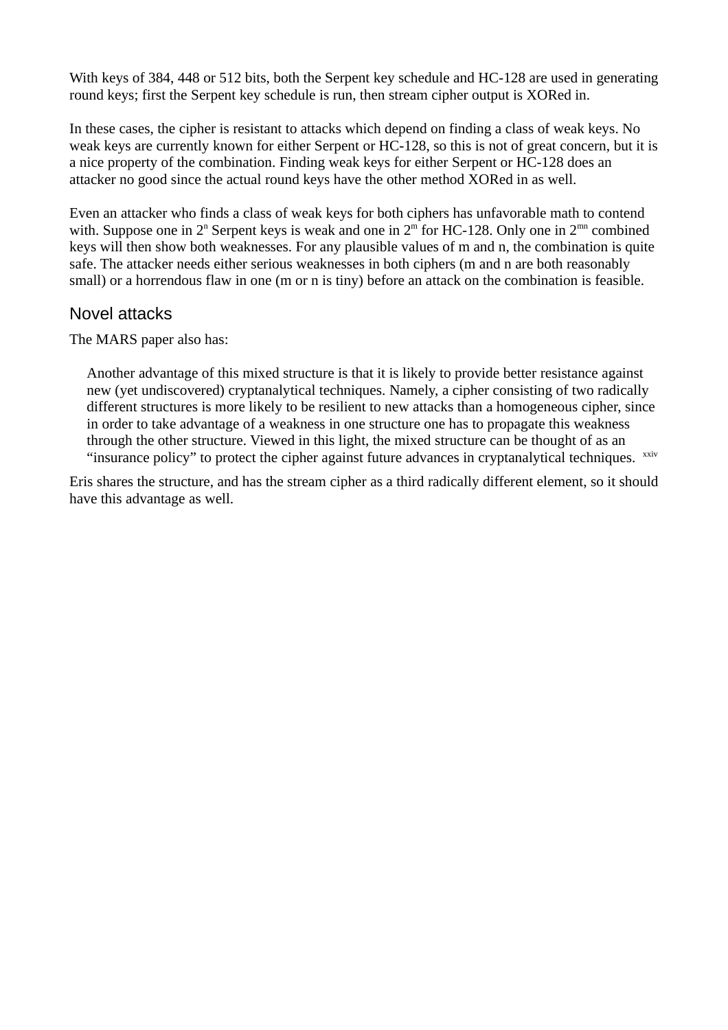With keys of 384, 448 or 512 bits, both the Serpent key schedule and HC-128 are used in generating round keys; first the Serpent key schedule is run, then stream cipher output is XORed in.

In these cases, the cipher is resistant to attacks which depend on finding a class of weak keys. No weak keys are currently known for either Serpent or HC-128, so this is not of great concern, but it is a nice property of the combination. Finding weak keys for either Serpent or HC-128 does an attacker no good since the actual round keys have the other method XORed in as well.

Even an attacker who finds a class of weak keys for both ciphers has unfavorable math to contend with. Suppose one in $2^n$ Serpent keys is weak and one in $2^m$ for HC-128. Only one in $2^{mn}$ combined keys will then show both weaknesses. For any plausible values of m and n, the combination is quite safe. The attacker needs either serious weaknesses in both ciphers (m and n are both reasonably small) or a horrendous flaw in one (m or n is tiny) before an attack on the combination is feasible.

## Novel attacks

The MARS paper also has:

> Another advantage of this mixed structure is that it is likely to provide better resistance against new (yet undiscovered) cryptanalytical techniques. Namely, a cipher consisting of two radically different structures is more likely to be resilient to new attacks than a homogeneous cipher, since in order to take advantage of a weakness in one structure one has to propagate this weakness through the other structure. Viewed in this light, the mixed structure can be thought of as an “insurance policy” to protect the cipher against future advances in cryptanalytical techniques. [xxiv]

Eris shares the structure, and has the stream cipher as a third radically different element, so it should have this advantage as well.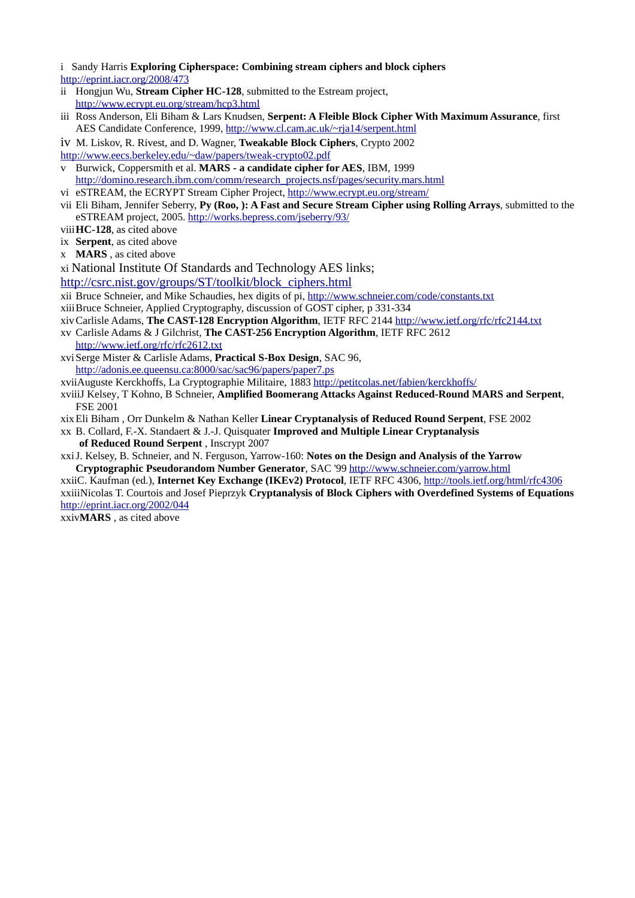i Sandy Harris **Exploring Cipherspace: Combining stream ciphers and block ciphers** http://eprint.iacr.org/2008/473

ii Hongjun Wu, **Stream Cipher HC-128**, submitted to the Estream project, http://www.ecrypt.eu.org/stream/hcp3.html

iii Ross Anderson, Eli Biham & Lars Knudsen, **Serpent: A Fleible Block Cipher With Maximum Assurance**, first AES Candidate Conference, 1999, http://www.cl.cam.ac.uk/~rja14/serpent.html

iv M. Liskov, R. Rivest, and D. Wagner, **Tweakable Block Ciphers**, Crypto 2002 http://www.eecs.berkeley.edu/~daw/papers/tweak-crypto02.pdf

v Burwick, Coppersmith et al. **MARS - a candidate cipher for AES**, IBM, 1999 http://domino.research.ibm.com/comm/research_projects.nsf/pages/security.mars.html

vi eSTREAM, the ECRYPT Stream Cipher Project, http://www.ecrypt.eu.org/stream/

vii Eli Biham, Jennifer Seberry, **Py (Roo, ): A Fast and Secure Stream Cipher using Rolling Arrays**, submitted to the eSTREAM project, 2005. http://works.bepress.com/jseberry/93/

viii **HC-128**, as cited above

ix **Serpent**, as cited above

x **MARS** , as cited above

xi National Institute Of Standards and Technology AES links; http://csrc.nist.gov/groups/ST/toolkit/block_ciphers.html

xii Bruce Schneier, and Mike Schaudies, hex digits of pi, http://www.schneier.com/code/constants.txt

xiii Bruce Schneier, Applied Cryptography, discussion of GOST cipher, p 331-334

xiv Carlisle Adams, **The CAST-128 Encryption Algorithm**, IETF RFC 2144 http://www.ietf.org/rfc/rfc2144.txt

xv Carlisle Adams & J Gilchrist, **The CAST-256 Encryption Algorithm**, IETF RFC 2612 http://www.ietf.org/rfc/rfc2612.txt

xvi Serge Mister & Carlisle Adams, **Practical S-Box Design**, SAC 96, http://adonis.ee.queensu.ca:8000/sac/sac96/papers/paper7.ps

xvii Auguste Kerckhoffs, La Cryptographie Militaire, 1883 http://petitcolas.net/fabien/kerckhoffs/

xviii J Kelsey, T Kohno, B Schneier, **Amplified Boomerang Attacks Against Reduced-Round MARS and Serpent**, FSE 2001

xix Eli Biham , Orr Dunkelm & Nathan Keller **Linear Cryptanalysis of Reduced Round Serpent**, FSE 2002

xx B. Collard, F.-X. Standaert & J.-J. Quisquater **Improved and Multiple Linear Cryptanalysis of Reduced Round Serpent** , Inscrypt 2007

xxi J. Kelsey, B. Schneier, and N. Ferguson, Yarrow-160: **Notes on the Design and Analysis of the Yarrow Cryptographic Pseudorandom Number Generator**, SAC '99 http://www.schneier.com/yarrow.html

xxii C. Kaufman (ed.), **Internet Key Exchange (IKEv2) Protocol**, IETF RFC 4306, http://tools.ietf.org/html/rfc4306

xxiii Nicolas T. Courtois and Josef Pieprzyk **Cryptanalysis of Block Ciphers with Overdefined Systems of Equations** http://eprint.iacr.org/2002/044

xxiv **MARS** , as cited above